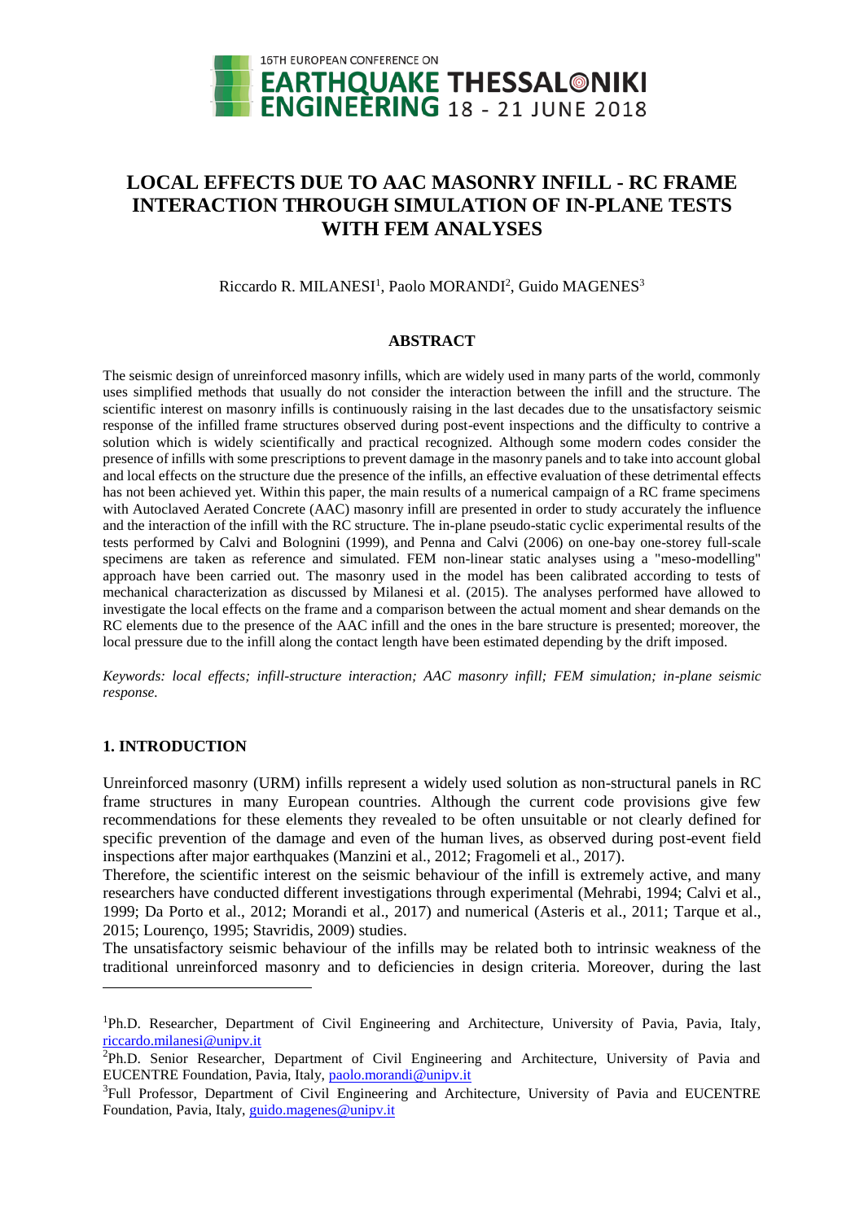# LOCAL EFFECTS DUE TO AAC MASONRY INFILL - RC FRAME INTERACTION THROUGH SIMULATION OF IN-PLANE TESTS WITH FEM ANALYSES

Riccardo R. MILANESI[1], Paolo MORANDI[2], Guido MAGENES[3]

## ABSTRACT

The seismic design of unreinforced masonry infills, which are widely used in many parts of the world, commonly uses simplified methods that usually do not consider the interaction between the infill and the structure. The scientific interest on masonry infills is continuously raising in the last decades due to the unsatisfactory seismic response of the infilled frame structures observed during post-event inspections and the difficulty to contrive a solution which is widely scientifically and practical recognized. Although some modern codes consider the presence of infills with some prescriptions to prevent damage in the masonry panels and to take into account global and local effects on the structure due the presence of the infills, an effective evaluation of these detrimental effects has not been achieved yet. Within this paper, the main results of a numerical campaign of a RC frame specimens with Autoclaved Aerated Concrete (AAC) masonry infill are presented in order to study accurately the influence and the interaction of the infill with the RC structure. The in-plane pseudo-static cyclic experimental results of the tests performed by Calvi and Bolognini (1999), and Penna and Calvi (2006) on one-bay one-storey full-scale specimens are taken as reference and simulated. FEM non-linear static analyses using a "meso-modelling" approach have been carried out. The masonry used in the model has been calibrated according to tests of mechanical characterization as discussed by Milanesi et al. (2015). The analyses performed have allowed to investigate the local effects on the frame and a comparison between the actual moment and shear demands on the RC elements due to the presence of the AAC infill and the ones in the bare structure is presented; moreover, the local pressure due to the infill along the contact length have been estimated depending by the drift imposed.

*Keywords: local effects; infill-structure interaction; AAC masonry infill; FEM simulation; in-plane seismic response.*

## 1. INTRODUCTION

Unreinforced masonry (URM) infills represent a widely used solution as non-structural panels in RC frame structures in many European countries. Although the current code provisions give few recommendations for these elements they revealed to be often unsuitable or not clearly defined for specific prevention of the damage and even of the human lives, as observed during post-event field inspections after major earthquakes (Manzini et al., 2012; Fragomeli et al., 2017).

Therefore, the scientific interest on the seismic behaviour of the infill is extremely active, and many researchers have conducted different investigations through experimental (Mehrabi, 1994; Calvi et al., 1999; Da Porto et al., 2012; Morandi et al., 2017) and numerical (Asteris et al., 2011; Tarque et al., 2015; Lourenço, 1995; Stavridis, 2009) studies.

The unsatisfactory seismic behaviour of the infills may be related both to intrinsic weakness of the traditional unreinforced masonry and to deficiencies in design criteria. Moreover, during the last

---

[1]Ph.D. Researcher, Department of Civil Engineering and Architecture, University of Pavia, Pavia, Italy, riccardo.milanesi@unipv.it

[2]Ph.D. Senior Researcher, Department of Civil Engineering and Architecture, University of Pavia and EUCENTRE Foundation, Pavia, Italy, paolo.morandi@unipv.it

[3]Full Professor, Department of Civil Engineering and Architecture, University of Pavia and EUCENTRE Foundation, Pavia, Italy, guido.magenes@unipv.it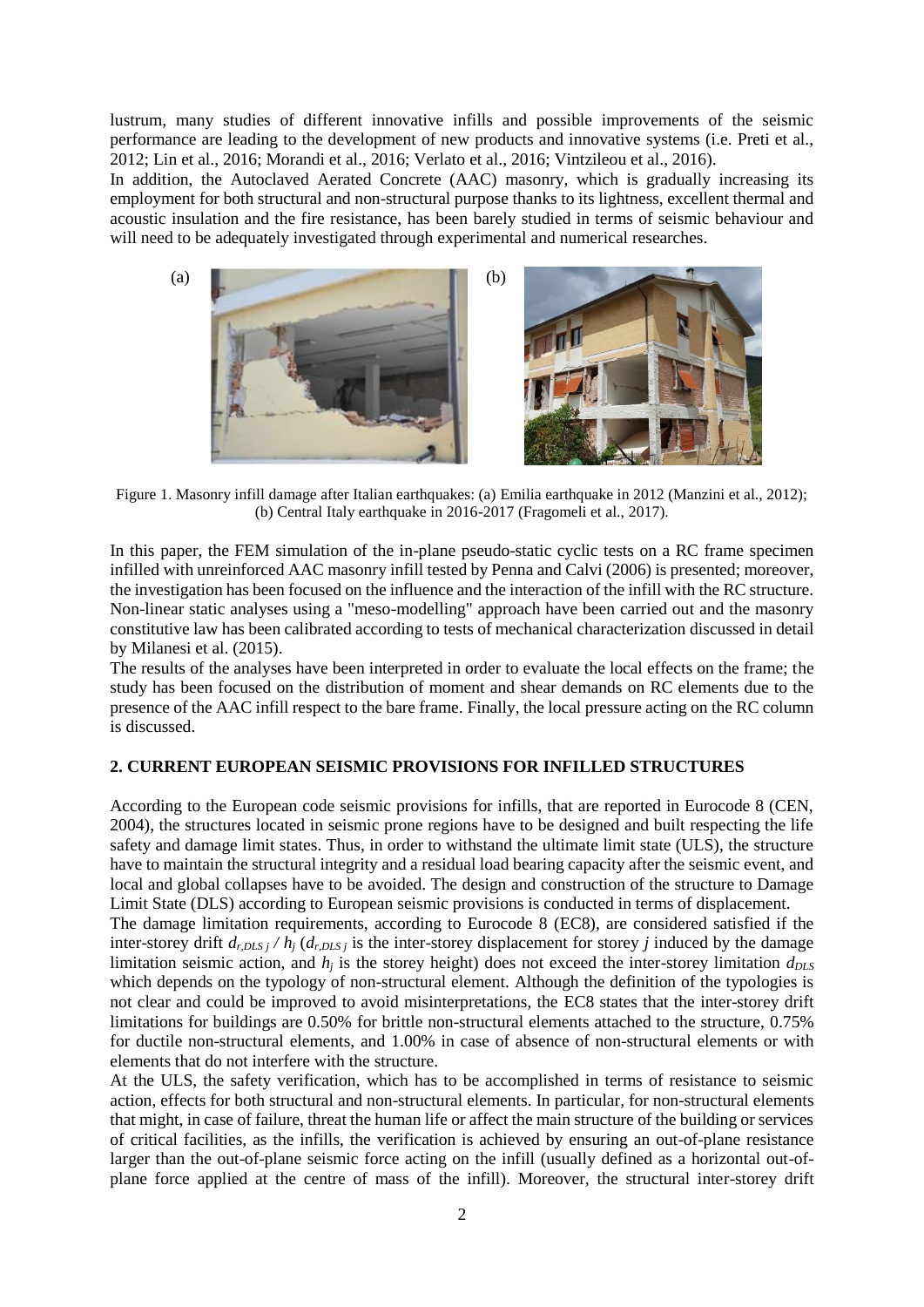lustrum, many studies of different innovative infills and possible improvements of the seismic performance are leading to the development of new products and innovative systems (i.e. Preti et al., 2012; Lin et al., 2016; Morandi et al., 2016; Verlato et al., 2016; Vintzileou et al., 2016).
In addition, the Autoclaved Aerated Concrete (AAC) masonry, which is gradually increasing its employment for both structural and non-structural purpose thanks to its lightness, excellent thermal and acoustic insulation and the fire resistance, has been barely studied in terms of seismic behaviour and will need to be adequately investigated through experimental and numerical researches.

Figure 1. Masonry infill damage after Italian earthquakes: (a) Emilia earthquake in 2012 (Manzini et al., 2012); (b) Central Italy earthquake in 2016-2017 (Fragomeli et al., 2017).

In this paper, the FEM simulation of the in-plane pseudo-static cyclic tests on a RC frame specimen infilled with unreinforced AAC masonry infill tested by Penna and Calvi (2006) is presented; moreover, the investigation has been focused on the influence and the interaction of the infill with the RC structure. Non-linear static analyses using a "meso-modelling" approach have been carried out and the masonry constitutive law has been calibrated according to tests of mechanical characterization discussed in detail by Milanesi et al. (2015).
The results of the analyses have been interpreted in order to evaluate the local effects on the frame; the study has been focused on the distribution of moment and shear demands on RC elements due to the presence of the AAC infill respect to the bare frame. Finally, the local pressure acting on the RC column is discussed.

## 2. CURRENT EUROPEAN SEISMIC PROVISIONS FOR INFILLED STRUCTURES

According to the European code seismic provisions for infills, that are reported in Eurocode 8 (CEN, 2004), the structures located in seismic prone regions have to be designed and built respecting the life safety and damage limit states. Thus, in order to withstand the ultimate limit state (ULS), the structure have to maintain the structural integrity and a residual load bearing capacity after the seismic event, and local and global collapses have to be avoided. The design and construction of the structure to Damage Limit State (DLS) according to European seismic provisions is conducted in terms of displacement.
The damage limitation requirements, according to Eurocode 8 (EC8), are considered satisfied if the inter-storey drift $d_{r,DLS\,j} / h_j$ ($d_{r,DLS\,j}$ is the inter-storey displacement for storey $j$ induced by the damage limitation seismic action, and $h_j$ is the storey height) does not exceed the inter-storey limitation $d_{DLS}$ which depends on the typology of non-structural element. Although the definition of the typologies is not clear and could be improved to avoid misinterpretations, the EC8 states that the inter-storey drift limitations for buildings are 0.50% for brittle non-structural elements attached to the structure, 0.75% for ductile non-structural elements, and 1.00% in case of absence of non-structural elements or with elements that do not interfere with the structure.
At the ULS, the safety verification, which has to be accomplished in terms of resistance to seismic action, effects for both structural and non-structural elements. In particular, for non-structural elements that might, in case of failure, threat the human life or affect the main structure of the building or services of critical facilities, as the infills, the verification is achieved by ensuring an out-of-plane resistance larger than the out-of-plane seismic force acting on the infill (usually defined as a horizontal out-of-plane force applied at the centre of mass of the infill). Moreover, the structural inter-storey drift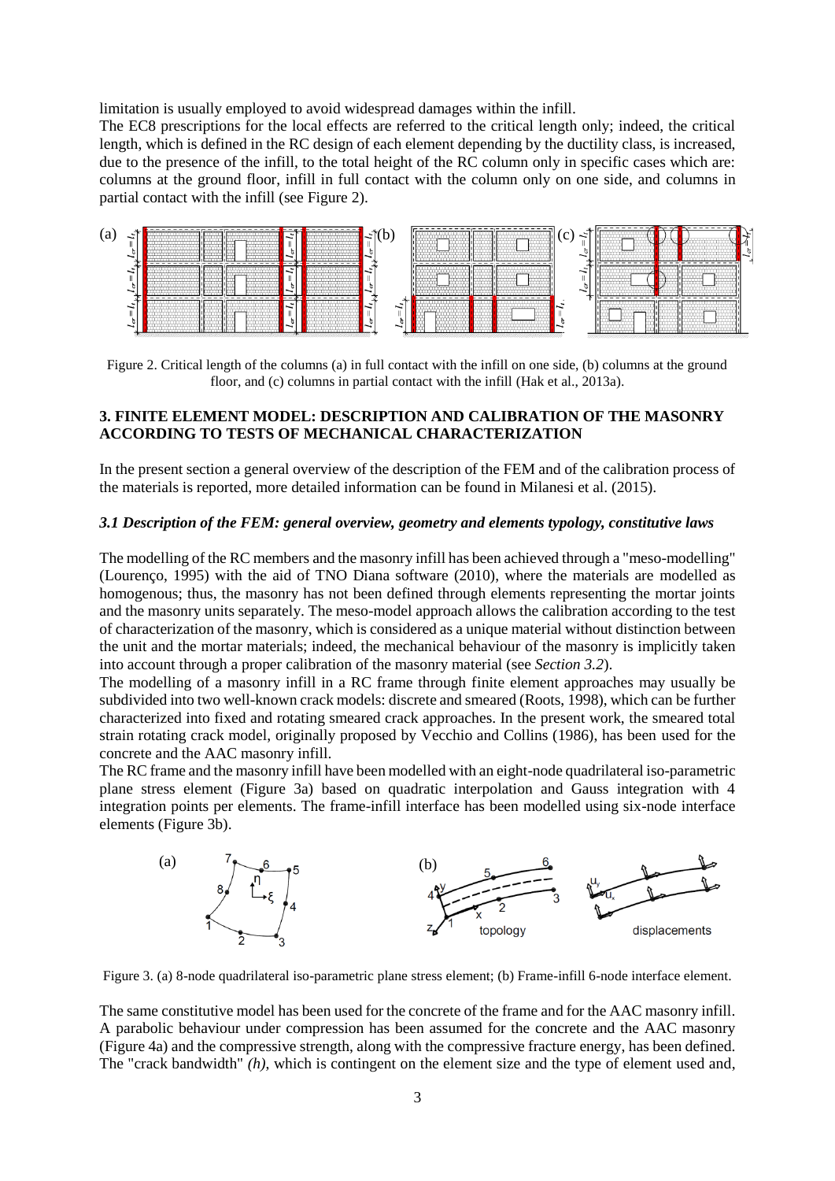limitation is usually employed to avoid widespread damages within the infill.

The EC8 prescriptions for the local effects are referred to the critical length only; indeed, the critical length, which is defined in the RC design of each element depending by the ductility class, is increased, due to the presence of the infill, to the total height of the RC column only in specific cases which are: columns at the ground floor, infill in full contact with the column only on one side, and columns in partial contact with the infill (see Figure 2).

Figure 2. Critical length of the columns (a) in full contact with the infill on one side, (b) columns at the ground floor, and (c) columns in partial contact with the infill (Hak et al., 2013a).

## 3. FINITE ELEMENT MODEL: DESCRIPTION AND CALIBRATION OF THE MASONRY ACCORDING TO TESTS OF MECHANICAL CHARACTERIZATION

In the present section a general overview of the description of the FEM and of the calibration process of the materials is reported, more detailed information can be found in Milanesi et al. (2015).

### *3.1 Description of the FEM: general overview, geometry and elements typology, constitutive laws*

The modelling of the RC members and the masonry infill has been achieved through a "meso-modelling" (Lourenço, 1995) with the aid of TNO Diana software (2010), where the materials are modelled as homogenous; thus, the masonry has not been defined through elements representing the mortar joints and the masonry units separately. The meso-model approach allows the calibration according to the test of characterization of the masonry, which is considered as a unique material without distinction between the unit and the mortar materials; indeed, the mechanical behaviour of the masonry is implicitly taken into account through a proper calibration of the masonry material (see *Section 3.2*).

The modelling of a masonry infill in a RC frame through finite element approaches may usually be subdivided into two well-known crack models: discrete and smeared (Roots, 1998), which can be further characterized into fixed and rotating smeared crack approaches. In the present work, the smeared total strain rotating crack model, originally proposed by Vecchio and Collins (1986), has been used for the concrete and the AAC masonry infill.

The RC frame and the masonry infill have been modelled with an eight-node quadrilateral iso-parametric plane stress element (Figure 3a) based on quadratic interpolation and Gauss integration with 4 integration points per elements. The frame-infill interface has been modelled using six-node interface elements (Figure 3b).

Figure 3. (a) 8-node quadrilateral iso-parametric plane stress element; (b) Frame-infill 6-node interface element.

The same constitutive model has been used for the concrete of the frame and for the AAC masonry infill. A parabolic behaviour under compression has been assumed for the concrete and the AAC masonry (Figure 4a) and the compressive strength, along with the compressive fracture energy, has been defined. The "crack bandwidth" *(h)*, which is contingent on the element size and the type of element used and,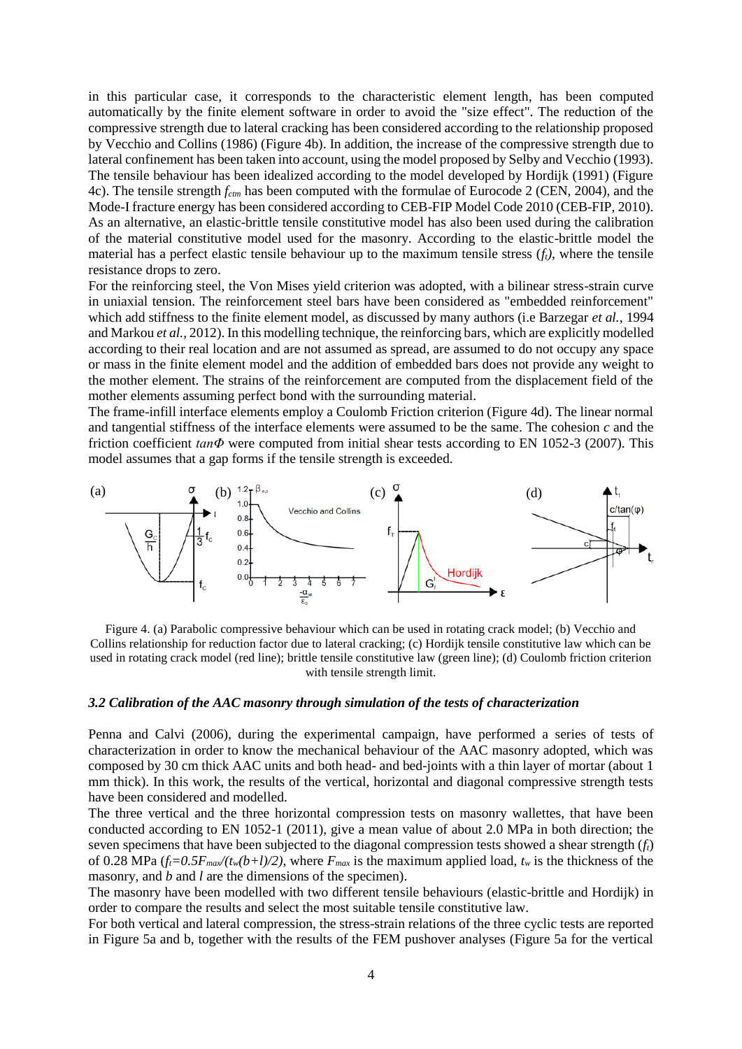in this particular case, it corresponds to the characteristic element length, has been computed automatically by the finite element software in order to avoid the "size effect". The reduction of the compressive strength due to lateral cracking has been considered according to the relationship proposed by Vecchio and Collins (1986) (Figure 4b). In addition, the increase of the compressive strength due to lateral confinement has been taken into account, using the model proposed by Selby and Vecchio (1993). The tensile behaviour has been idealized according to the model developed by Hordijk (1991) (Figure 4c). The tensile strength $f_{ctm}$ has been computed with the formulae of Eurocode 2 (CEN, 2004), and the Mode-I fracture energy has been considered according to CEB-FIP Model Code 2010 (CEB-FIP, 2010). As an alternative, an elastic-brittle tensile constitutive model has also been used during the calibration of the material constitutive model used for the masonry. According to the elastic-brittle model the material has a perfect elastic tensile behaviour up to the maximum tensile stress ($f_t$), where the tensile resistance drops to zero.

For the reinforcing steel, the Von Mises yield criterion was adopted, with a bilinear stress-strain curve in uniaxial tension. The reinforcement steel bars have been considered as "embedded reinforcement" which add stiffness to the finite element model, as discussed by many authors (i.e Barzegar *et al.*, 1994 and Markou *et al.*, 2012). In this modelling technique, the reinforcing bars, which are explicitly modelled according to their real location and are not assumed as spread, are assumed to do not occupy any space or mass in the finite element model and the addition of embedded bars does not provide any weight to the mother element. The strains of the reinforcement are computed from the displacement field of the mother elements assuming perfect bond with the surrounding material.

The frame-infill interface elements employ a Coulomb Friction criterion (Figure 4d). The linear normal and tangential stiffness of the interface elements were assumed to be the same. The cohesion *c* and the friction coefficient $tan\Phi$ were computed from initial shear tests according to EN 1052-3 (2007). This model assumes that a gap forms if the tensile strength is exceeded.

Figure 4. (a) Parabolic compressive behaviour which can be used in rotating crack model; (b) Vecchio and Collins relationship for reduction factor due to lateral cracking; (c) Hordijk tensile constitutive law which can be used in rotating crack model (red line); brittle tensile constitutive law (green line); (d) Coulomb friction criterion with tensile strength limit.

### *3.2 Calibration of the AAC masonry through simulation of the tests of characterization*

Penna and Calvi (2006), during the experimental campaign, have performed a series of tests of characterization in order to know the mechanical behaviour of the AAC masonry adopted, which was composed by 30 cm thick AAC units and both head- and bed-joints with a thin layer of mortar (about 1 mm thick). In this work, the results of the vertical, horizontal and diagonal compressive strength tests have been considered and modelled.

The three vertical and the three horizontal compression tests on masonry wallettes, that have been conducted according to EN 1052-1 (2011), give a mean value of about 2.0 MPa in both direction; the seven specimens that have been subjected to the diagonal compression tests showed a shear strength ($f_t$) of 0.28 MPa ($f_t=0.5F_{max}/(t_w(b+l)/2)$, where $F_{max}$ is the maximum applied load, $t_w$ is the thickness of the masonry, and $b$ and $l$ are the dimensions of the specimen).

The masonry have been modelled with two different tensile behaviours (elastic-brittle and Hordijk) in order to compare the results and select the most suitable tensile constitutive law.

For both vertical and lateral compression, the stress-strain relations of the three cyclic tests are reported in Figure 5a and b, together with the results of the FEM pushover analyses (Figure 5a for the vertical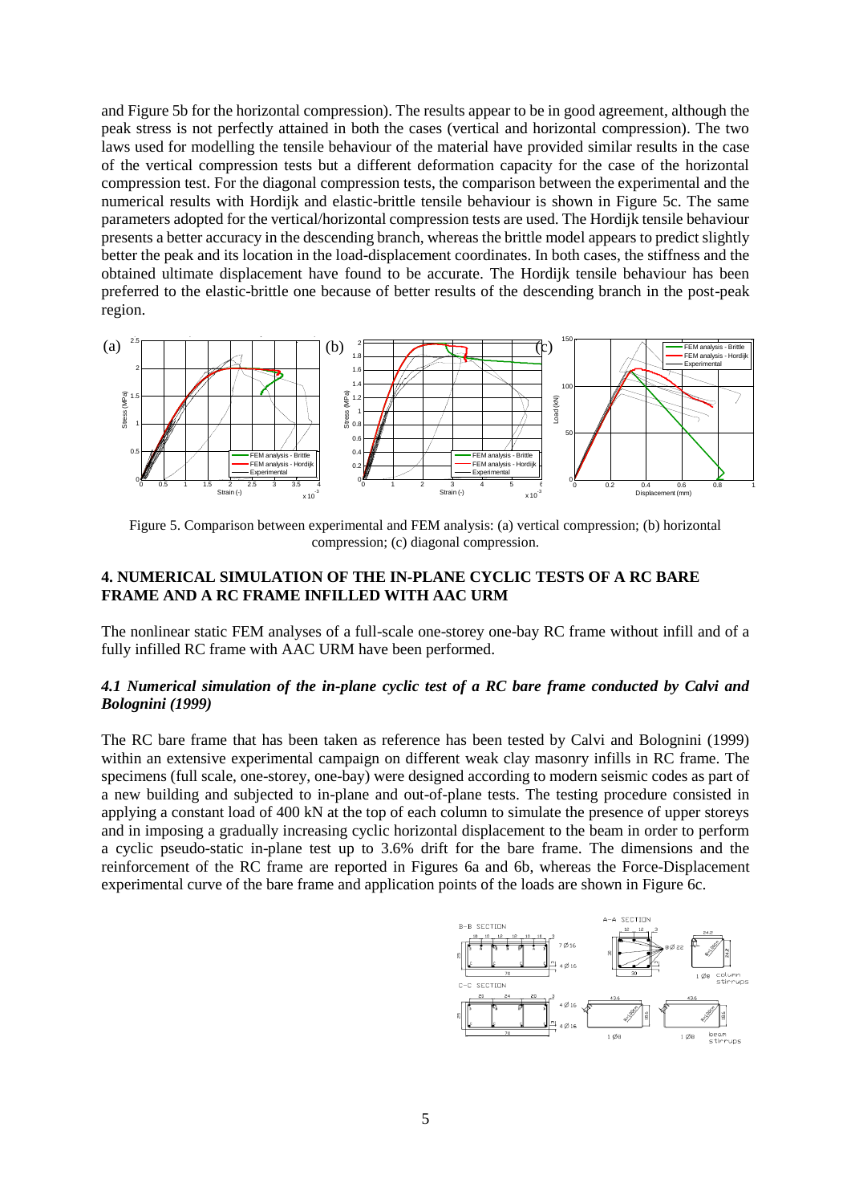and Figure 5b for the horizontal compression). The results appear to be in good agreement, although the peak stress is not perfectly attained in both the cases (vertical and horizontal compression). The two laws used for modelling the tensile behaviour of the material have provided similar results in the case of the vertical compression tests but a different deformation capacity for the case of the horizontal compression test. For the diagonal compression tests, the comparison between the experimental and the numerical results with Hordijk and elastic-brittle tensile behaviour is shown in Figure 5c. The same parameters adopted for the vertical/horizontal compression tests are used. The Hordijk tensile behaviour presents a better accuracy in the descending branch, whereas the brittle model appears to predict slightly better the peak and its location in the load-displacement coordinates. In both cases, the stiffness and the obtained ultimate displacement have found to be accurate. The Hordijk tensile behaviour has been preferred to the elastic-brittle one because of better results of the descending branch in the post-peak region.

Figure 5. Comparison between experimental and FEM analysis: (a) vertical compression; (b) horizontal compression; (c) diagonal compression.

## 4. NUMERICAL SIMULATION OF THE IN-PLANE CYCLIC TESTS OF A RC BARE FRAME AND A RC FRAME INFILLED WITH AAC URM

The nonlinear static FEM analyses of a full-scale one-storey one-bay RC frame without infill and of a fully infilled RC frame with AAC URM have been performed.

### *4.1 Numerical simulation of the in-plane cyclic test of a RC bare frame conducted by Calvi and Bolognini (1999)*

The RC bare frame that has been taken as reference has been tested by Calvi and Bolognini (1999) within an extensive experimental campaign on different weak clay masonry infills in RC frame. The specimens (full scale, one-storey, one-bay) were designed according to modern seismic codes as part of a new building and subjected to in-plane and out-of-plane tests. The testing procedure consisted in applying a constant load of 400 kN at the top of each column to simulate the presence of upper storeys and in imposing a gradually increasing cyclic horizontal displacement to the beam in order to perform a cyclic pseudo-static in-plane test up to 3.6% drift for the bare frame. The dimensions and the reinforcement of the RC frame are reported in Figures 6a and 6b, whereas the Force-Displacement experimental curve of the bare frame and application points of the loads are shown in Figure 6c.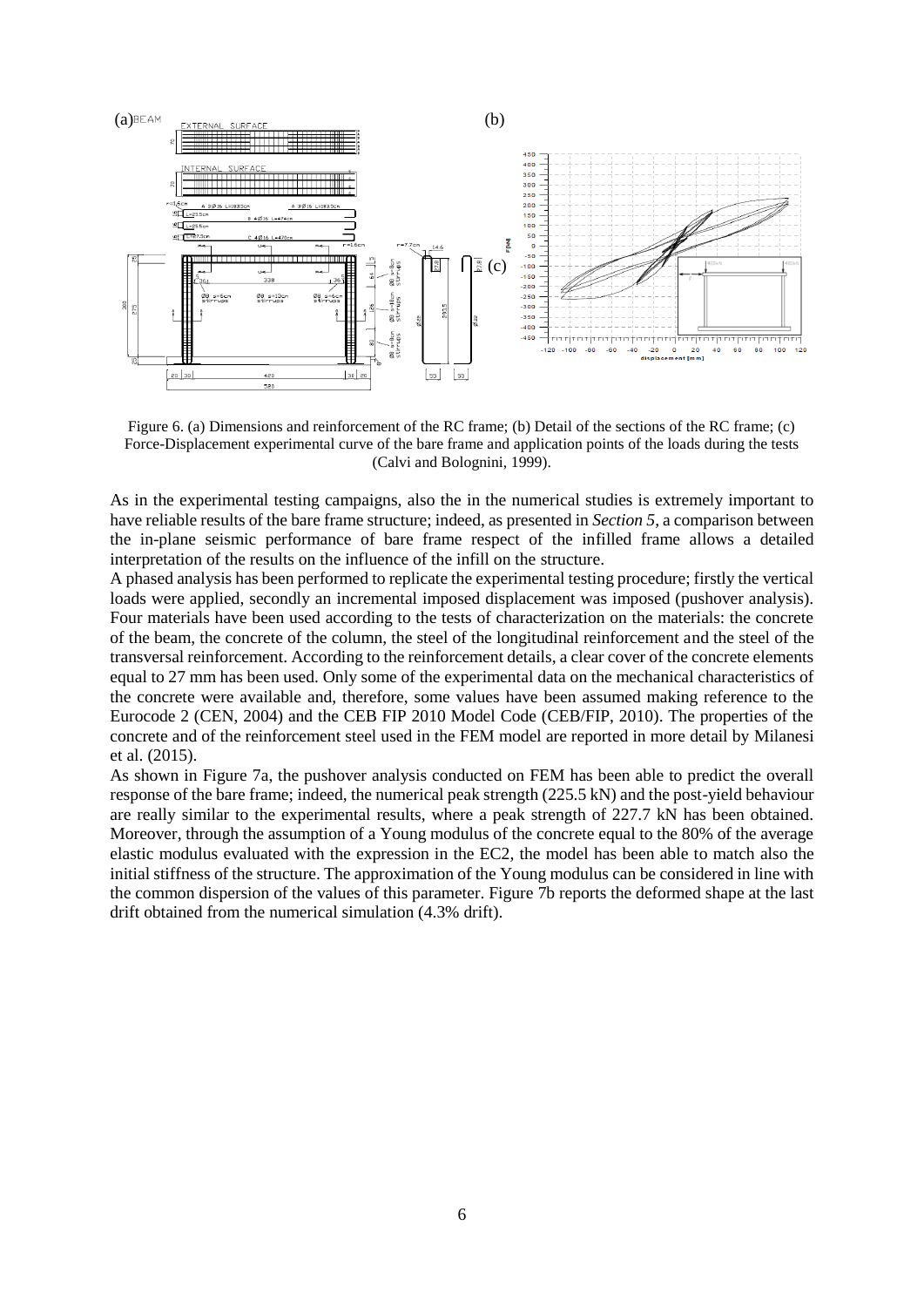Figure 6. (a) Dimensions and reinforcement of the RC frame; (b) Detail of the sections of the RC frame; (c) Force-Displacement experimental curve of the bare frame and application points of the loads during the tests (Calvi and Bolognini, 1999).

As in the experimental testing campaigns, also the in the numerical studies is extremely important to have reliable results of the bare frame structure; indeed, as presented in *Section 5*, a comparison between the in-plane seismic performance of bare frame respect of the infilled frame allows a detailed interpretation of the results on the influence of the infill on the structure.

A phased analysis has been performed to replicate the experimental testing procedure; firstly the vertical loads were applied, secondly an incremental imposed displacement was imposed (pushover analysis). Four materials have been used according to the tests of characterization on the materials: the concrete of the beam, the concrete of the column, the steel of the longitudinal reinforcement and the steel of the transversal reinforcement. According to the reinforcement details, a clear cover of the concrete elements equal to 27 mm has been used. Only some of the experimental data on the mechanical characteristics of the concrete were available and, therefore, some values have been assumed making reference to the Eurocode 2 (CEN, 2004) and the CEB FIP 2010 Model Code (CEB/FIP, 2010). The properties of the concrete and of the reinforcement steel used in the FEM model are reported in more detail by Milanesi et al. (2015).

As shown in Figure 7a, the pushover analysis conducted on FEM has been able to predict the overall response of the bare frame; indeed, the numerical peak strength (225.5 kN) and the post-yield behaviour are really similar to the experimental results, where a peak strength of 227.7 kN has been obtained. Moreover, through the assumption of a Young modulus of the concrete equal to the 80% of the average elastic modulus evaluated with the expression in the EC2, the model has been able to match also the initial stiffness of the structure. The approximation of the Young modulus can be considered in line with the common dispersion of the values of this parameter. Figure 7b reports the deformed shape at the last drift obtained from the numerical simulation (4.3% drift).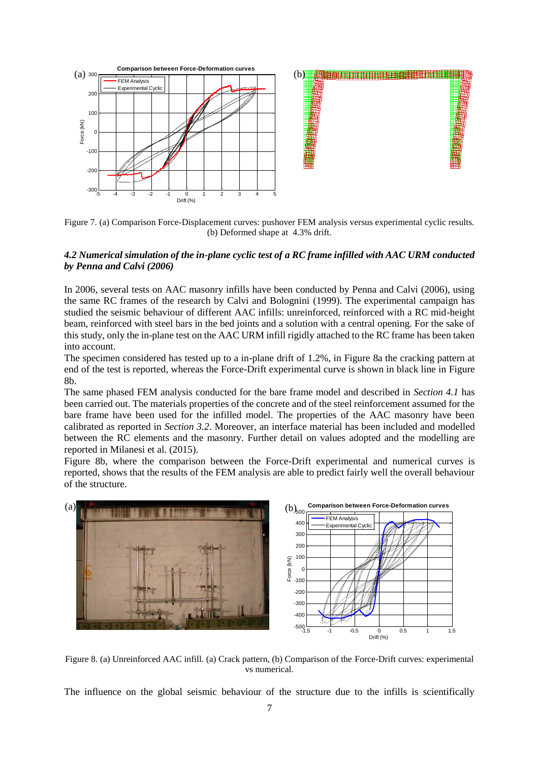Figure 7. (a) Comparison Force-Displacement curves: pushover FEM analysis versus experimental cyclic results. (b) Deformed shape at 4.3% drift.

### *4.2 Numerical simulation of the in-plane cyclic test of a RC frame infilled with AAC URM conducted by Penna and Calvi (2006)*

In 2006, several tests on AAC masonry infills have been conducted by Penna and Calvi (2006), using the same RC frames of the research by Calvi and Bolognini (1999). The experimental campaign has studied the seismic behaviour of different AAC infills: unreinforced, reinforced with a RC mid-height beam, reinforced with steel bars in the bed joints and a solution with a central opening. For the sake of this study, only the in-plane test on the AAC URM infill rigidly attached to the RC frame has been taken into account.

The specimen considered has tested up to a in-plane drift of 1.2%, in Figure 8a the cracking pattern at end of the test is reported, whereas the Force-Drift experimental curve is shown in black line in Figure 8b.

The same phased FEM analysis conducted for the bare frame model and described in *Section 4.1* has been carried out. The materials properties of the concrete and of the steel reinforcement assumed for the bare frame have been used for the infilled model. The properties of the AAC masonry have been calibrated as reported in *Section 3.2*. Moreover, an interface material has been included and modelled between the RC elements and the masonry. Further detail on values adopted and the modelling are reported in Milanesi et al. (2015).

Figure 8b, where the comparison between the Force-Drift experimental and numerical curves is reported, shows that the results of the FEM analysis are able to predict fairly well the overall behaviour of the structure.

Figure 8. (a) Unreinforced AAC infill. (a) Crack pattern, (b) Comparison of the Force-Drift curves: experimental vs numerical.

The influence on the global seismic behaviour of the structure due to the infills is scientifically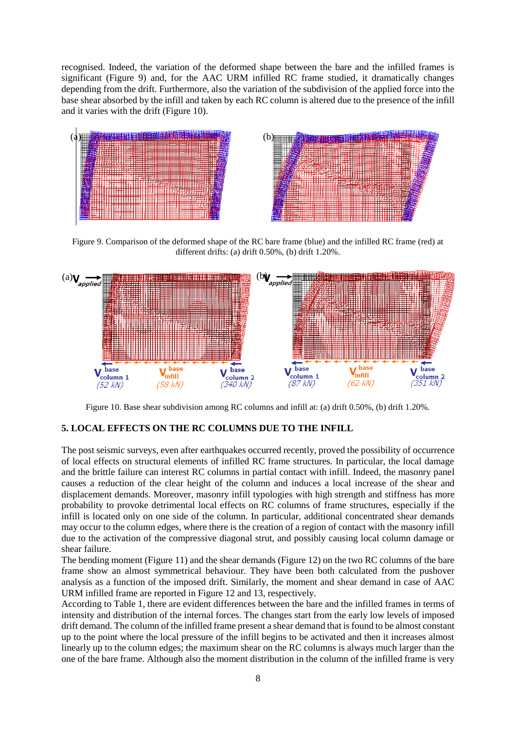recognised. Indeed, the variation of the deformed shape between the bare and the infilled frames is significant (Figure 9) and, for the AAC URM infilled RC frame studied, it dramatically changes depending from the drift. Furthermore, also the variation of the subdivision of the applied force into the base shear absorbed by the infill and taken by each RC column is altered due to the presence of the infill and it varies with the drift (Figure 10).

Figure 9. Comparison of the deformed shape of the RC bare frame (blue) and the infilled RC frame (red) at different drifts: (a) drift 0.50%, (b) drift 1.20%.

Figure 10. Base shear subdivision among RC columns and infill at: (a) drift 0.50%, (b) drift 1.20%.

## 5. LOCAL EFFECTS ON THE RC COLUMNS DUE TO THE INFILL

The post seismic surveys, even after earthquakes occurred recently, proved the possibility of occurrence of local effects on structural elements of infilled RC frame structures. In particular, the local damage and the brittle failure can interest RC columns in partial contact with infill. Indeed, the masonry panel causes a reduction of the clear height of the column and induces a local increase of the shear and displacement demands. Moreover, masonry infill typologies with high strength and stiffness has more probability to provoke detrimental local effects on RC columns of frame structures, especially if the infill is located only on one side of the column. In particular, additional concentrated shear demands may occur to the column edges, where there is the creation of a region of contact with the masonry infill due to the activation of the compressive diagonal strut, and possibly causing local column damage or shear failure.

The bending moment (Figure 11) and the shear demands (Figure 12) on the two RC columns of the bare frame show an almost symmetrical behaviour. They have been both calculated from the pushover analysis as a function of the imposed drift. Similarly, the moment and shear demand in case of AAC URM infilled frame are reported in Figure 12 and 13, respectively.

According to Table 1, there are evident differences between the bare and the infilled frames in terms of intensity and distribution of the internal forces. The changes start from the early low levels of imposed drift demand. The column of the infilled frame present a shear demand that is found to be almost constant up to the point where the local pressure of the infill begins to be activated and then it increases almost linearly up to the column edges; the maximum shear on the RC columns is always much larger than the one of the bare frame. Although also the moment distribution in the column of the infilled frame is very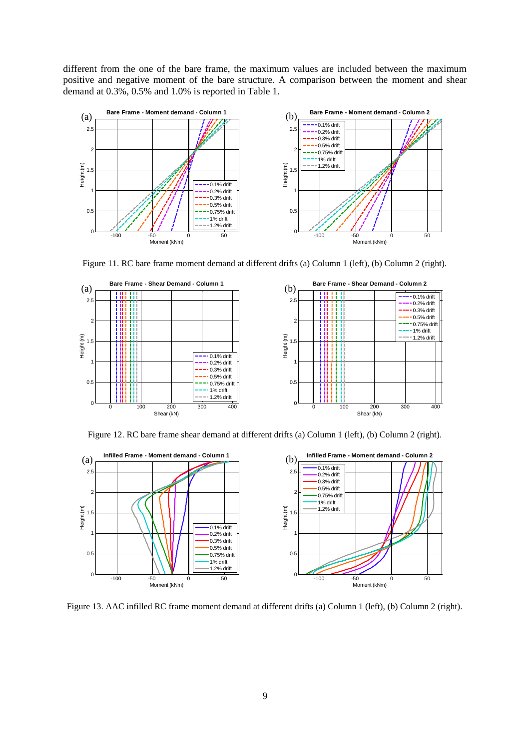different from the one of the bare frame, the maximum values are included between the maximum positive and negative moment of the bare structure. A comparison between the moment and shear demand at 0.3%, 0.5% and 1.0% is reported in Table 1.

Figure 11. RC bare frame moment demand at different drifts (a) Column 1 (left), (b) Column 2 (right).

Figure 12. RC bare frame shear demand at different drifts (a) Column 1 (left), (b) Column 2 (right).

Figure 13. AAC infilled RC frame moment demand at different drifts (a) Column 1 (left), (b) Column 2 (right).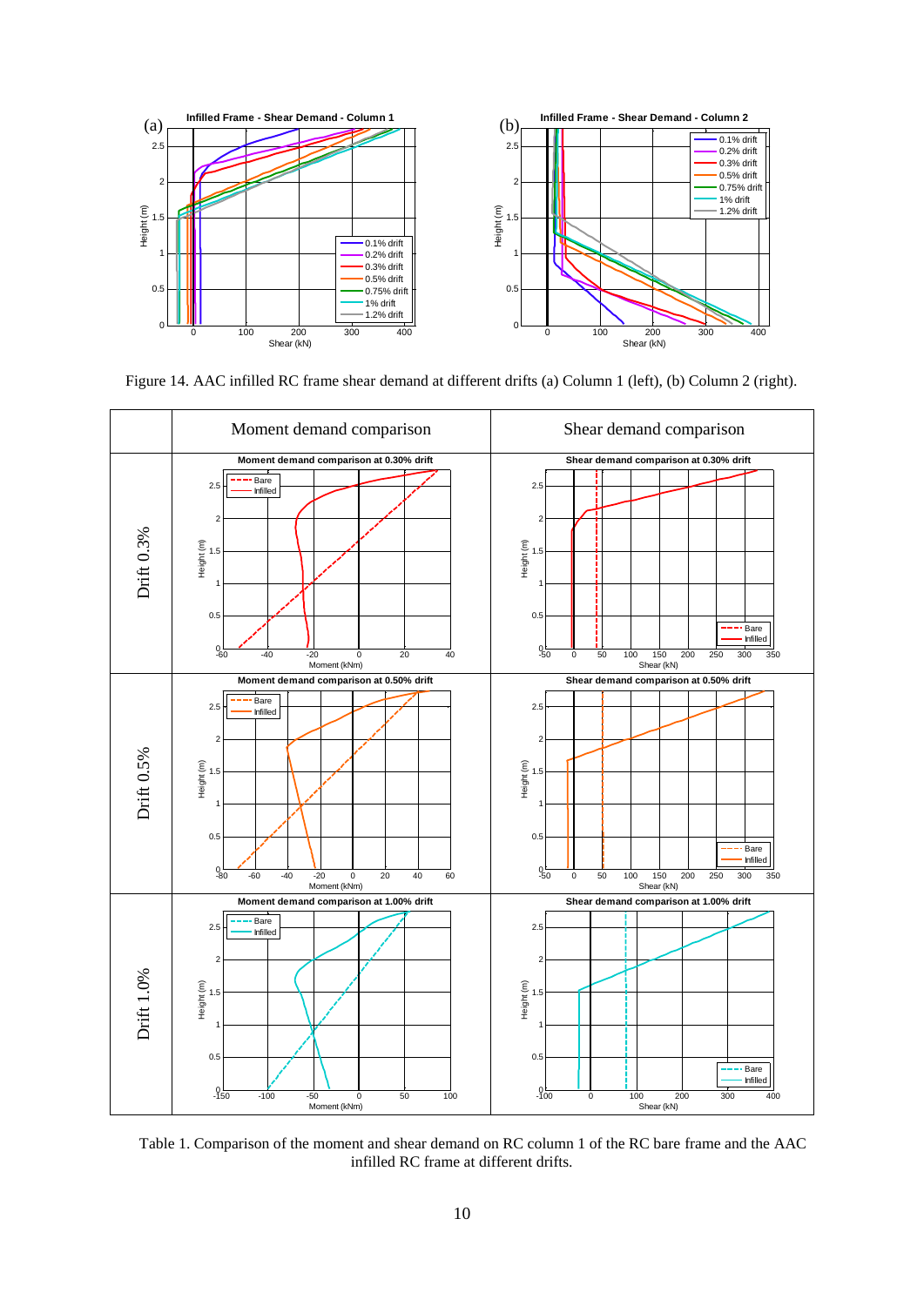Figure 14. AAC infilled RC frame shear demand at different drifts (a) Column 1 (left), (b) Column 2 (right).

| | Moment demand comparison | Shear demand comparison |
|---|---|---|
| Drift 0.3% | Moment demand comparison at 0.30% drift | Shear demand comparison at 0.30% drift |
| Drift 0.5% | Moment demand comparison at 0.50% drift | Shear demand comparison at 0.50% drift |
| Drift 1.0% | Moment demand comparison at 1.00% drift | Shear demand comparison at 1.00% drift |

Table 1. Comparison of the moment and shear demand on RC column 1 of the RC bare frame and the AAC infilled RC frame at different drifts.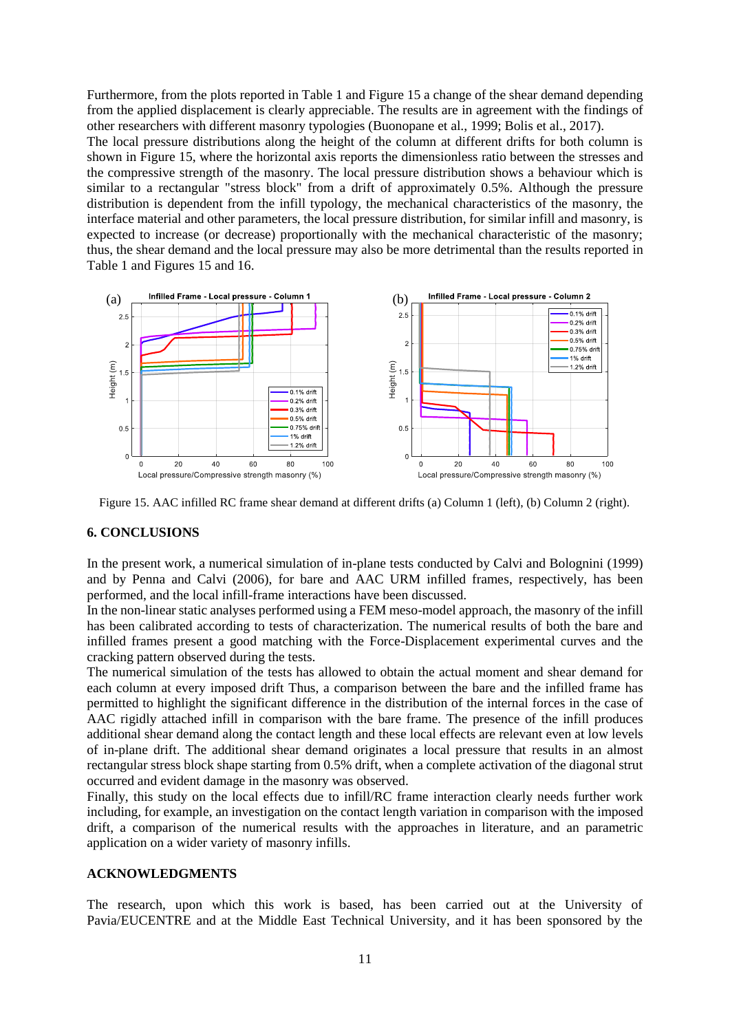Furthermore, from the plots reported in Table 1 and Figure 15 a change of the shear demand depending from the applied displacement is clearly appreciable. The results are in agreement with the findings of other researchers with different masonry typologies (Buonopane et al., 1999; Bolis et al., 2017).
The local pressure distributions along the height of the column at different drifts for both column is shown in Figure 15, where the horizontal axis reports the dimensionless ratio between the stresses and the compressive strength of the masonry. The local pressure distribution shows a behaviour which is similar to a rectangular "stress block" from a drift of approximately 0.5%. Although the pressure distribution is dependent from the infill typology, the mechanical characteristics of the masonry, the interface material and other parameters, the local pressure distribution, for similar infill and masonry, is expected to increase (or decrease) proportionally with the mechanical characteristic of the masonry; thus, the shear demand and the local pressure may also be more detrimental than the results reported in Table 1 and Figures 15 and 16.

Figure 15. AAC infilled RC frame shear demand at different drifts (a) Column 1 (left), (b) Column 2 (right).

## 6. CONCLUSIONS

In the present work, a numerical simulation of in-plane tests conducted by Calvi and Bolognini (1999) and by Penna and Calvi (2006), for bare and AAC URM infilled frames, respectively, has been performed, and the local infill-frame interactions have been discussed.
In the non-linear static analyses performed using a FEM meso-model approach, the masonry of the infill has been calibrated according to tests of characterization. The numerical results of both the bare and infilled frames present a good matching with the Force-Displacement experimental curves and the cracking pattern observed during the tests.
The numerical simulation of the tests has allowed to obtain the actual moment and shear demand for each column at every imposed drift Thus, a comparison between the bare and the infilled frame has permitted to highlight the significant difference in the distribution of the internal forces in the case of AAC rigidly attached infill in comparison with the bare frame. The presence of the infill produces additional shear demand along the contact length and these local effects are relevant even at low levels of in-plane drift. The additional shear demand originates a local pressure that results in an almost rectangular stress block shape starting from 0.5% drift, when a complete activation of the diagonal strut occurred and evident damage in the masonry was observed.
Finally, this study on the local effects due to infill/RC frame interaction clearly needs further work including, for example, an investigation on the contact length variation in comparison with the imposed drift, a comparison of the numerical results with the approaches in literature, and an parametric application on a wider variety of masonry infills.

## ACKNOWLEDGMENTS

The research, upon which this work is based, has been carried out at the University of Pavia/EUCENTRE and at the Middle East Technical University, and it has been sponsored by the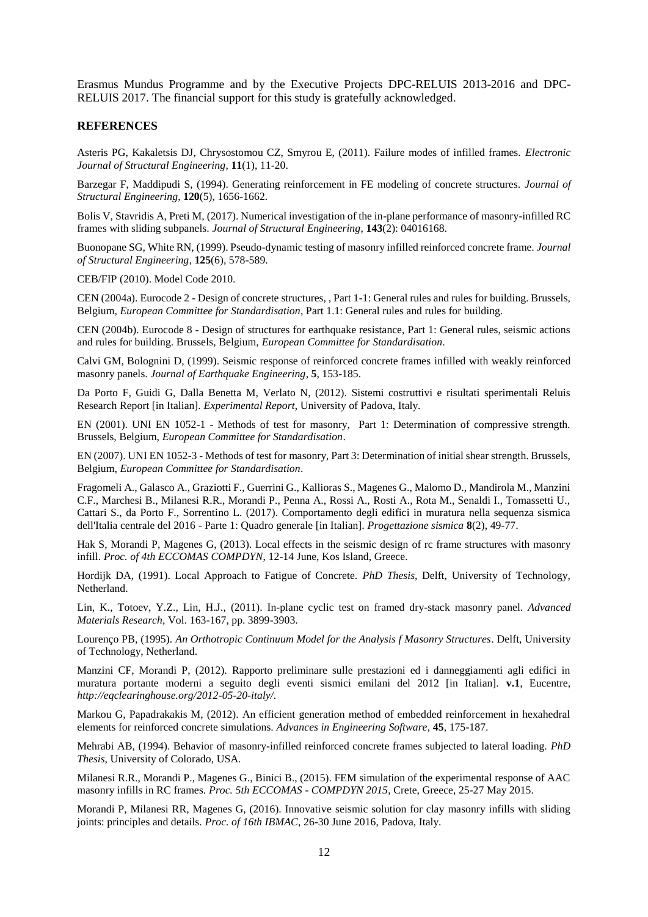Erasmus Mundus Programme and by the Executive Projects DPC-RELUIS 2013-2016 and DPC-RELUIS 2017. The financial support for this study is gratefully acknowledged.

## REFERENCES

Asteris PG, Kakaletsis DJ, Chrysostomou CZ, Smyrou E, (2011). Failure modes of infilled frames. *Electronic Journal of Structural Engineering*, **11**(1), 11-20.

Barzegar F, Maddipudi S, (1994). Generating reinforcement in FE modeling of concrete structures. *Journal of Structural Engineering*, **120**(5), 1656-1662.

Bolis V, Stavridis A, Preti M, (2017). Numerical investigation of the in-plane performance of masonry-infilled RC frames with sliding subpanels. *Journal of Structural Engineering*, **143**(2): 04016168.

Buonopane SG, White RN, (1999). Pseudo-dynamic testing of masonry infilled reinforced concrete frame. *Journal of Structural Engineering*, **125**(6), 578-589.

CEB/FIP (2010). Model Code 2010.

CEN (2004a). Eurocode 2 - Design of concrete structures, , Part 1-1: General rules and rules for building. Brussels, Belgium, *European Committee for Standardisation*, Part 1.1: General rules and rules for building.

CEN (2004b). Eurocode 8 - Design of structures for earthquake resistance, Part 1: General rules, seismic actions and rules for building. Brussels, Belgium, *European Committee for Standardisation*.

Calvi GM, Bolognini D, (1999). Seismic response of reinforced concrete frames infilled with weakly reinforced masonry panels. *Journal of Earthquake Engineering*, **5**, 153-185.

Da Porto F, Guidi G, Dalla Benetta M, Verlato N, (2012). Sistemi costruttivi e risultati sperimentali Reluis Research Report [in Italian]. *Experimental Report*, University of Padova, Italy.

EN (2001). UNI EN 1052-1 - Methods of test for masonry, Part 1: Determination of compressive strength. Brussels, Belgium, *European Committee for Standardisation*.

EN (2007). UNI EN 1052-3 - Methods of test for masonry, Part 3: Determination of initial shear strength. Brussels, Belgium, *European Committee for Standardisation*.

Fragomeli A., Galasco A., Graziotti F., Guerrini G., Kallioras S., Magenes G., Malomo D., Mandirola M., Manzini C.F., Marchesi B., Milanesi R.R., Morandi P., Penna A., Rossi A., Rosti A., Rota M., Senaldi I., Tomassetti U., Cattari S., da Porto F., Sorrentino L. (2017). Comportamento degli edifici in muratura nella sequenza sismica dell'Italia centrale del 2016 - Parte 1: Quadro generale [in Italian]. *Progettazione sismica* **8**(2), 49-77.

Hak S, Morandi P, Magenes G, (2013). Local effects in the seismic design of rc frame structures with masonry infill. *Proc. of 4th ECCOMAS COMPDYN*, 12-14 June, Kos Island, Greece.

Hordijk DA, (1991). Local Approach to Fatigue of Concrete. *PhD Thesis*, Delft, University of Technology, Netherland.

Lin, K., Totoev, Y.Z., Lin, H.J., (2011). In-plane cyclic test on framed dry-stack masonry panel. *Advanced Materials Research*, Vol. 163-167, pp. 3899-3903.

Lourenço PB, (1995). *An Orthotropic Continuum Model for the Analysis f Masonry Structures*. Delft, University of Technology, Netherland.

Manzini CF, Morandi P, (2012). Rapporto preliminare sulle prestazioni ed i danneggiamenti agli edifici in muratura portante moderni a seguito degli eventi sismici emilani del 2012 [in Italian]. **v.1**, Eucentre, *http://eqclearinghouse.org/2012-05-20-italy/*.

Markou G, Papadrakakis M, (2012). An efficient generation method of embedded reinforcement in hexahedral elements for reinforced concrete simulations. *Advances in Engineering Software*, **45**, 175-187.

Mehrabi AB, (1994). Behavior of masonry-infilled reinforced concrete frames subjected to lateral loading. *PhD Thesis*, University of Colorado, USA.

Milanesi R.R., Morandi P., Magenes G., Binici B., (2015). FEM simulation of the experimental response of AAC masonry infills in RC frames. *Proc. 5th ECCOMAS - COMPDYN 2015*, Crete, Greece, 25-27 May 2015.

Morandi P, Milanesi RR, Magenes G, (2016). Innovative seismic solution for clay masonry infills with sliding joints: principles and details. *Proc. of 16th IBMAC*, 26-30 June 2016, Padova, Italy.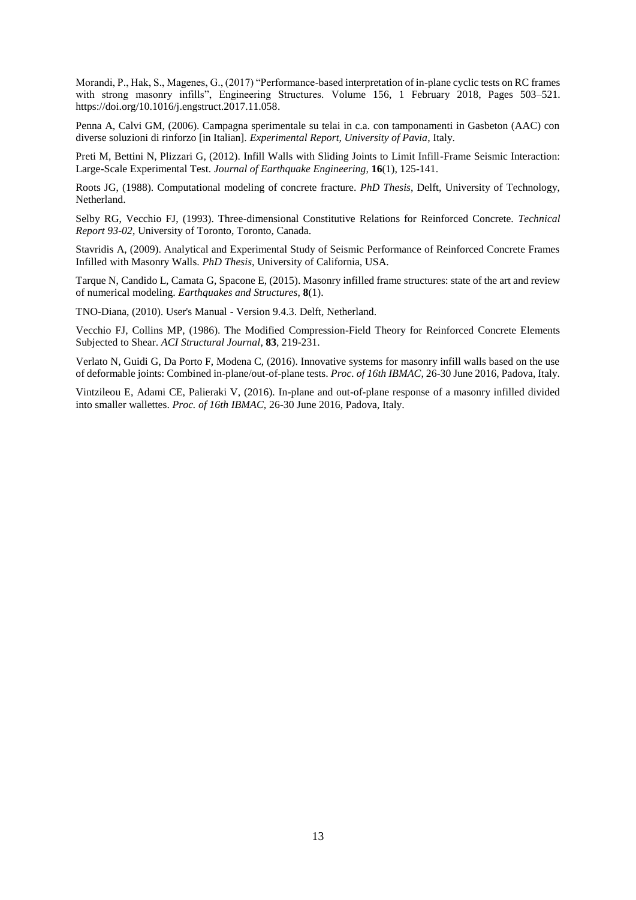Morandi, P., Hak, S., Magenes, G., (2017) "Performance-based interpretation of in-plane cyclic tests on RC frames with strong masonry infills", Engineering Structures. Volume 156, 1 February 2018, Pages 503–521. https://doi.org/10.1016/j.engstruct.2017.11.058.

Penna A, Calvi GM, (2006). Campagna sperimentale su telai in c.a. con tamponamenti in Gasbeton (AAC) con diverse soluzioni di rinforzo [in Italian]. *Experimental Report, University of Pavia*, Italy.

Preti M, Bettini N, Plizzari G, (2012). Infill Walls with Sliding Joints to Limit Infill-Frame Seismic Interaction: Large-Scale Experimental Test. *Journal of Earthquake Engineering*, **16**(1), 125-141.

Roots JG, (1988). Computational modeling of concrete fracture. *PhD Thesis*, Delft, University of Technology, Netherland.

Selby RG, Vecchio FJ, (1993). Three-dimensional Constitutive Relations for Reinforced Concrete. *Technical Report 93-02*, University of Toronto, Toronto, Canada.

Stavridis A, (2009). Analytical and Experimental Study of Seismic Performance of Reinforced Concrete Frames Infilled with Masonry Walls. *PhD Thesis*, University of California, USA.

Tarque N, Candido L, Camata G, Spacone E, (2015). Masonry infilled frame structures: state of the art and review of numerical modeling. *Earthquakes and Structures*, **8**(1).

TNO-Diana, (2010). User's Manual - Version 9.4.3. Delft, Netherland.

Vecchio FJ, Collins MP, (1986). The Modified Compression-Field Theory for Reinforced Concrete Elements Subjected to Shear. *ACI Structural Journal*, **83**, 219-231.

Verlato N, Guidi G, Da Porto F, Modena C, (2016). Innovative systems for masonry infill walls based on the use of deformable joints: Combined in-plane/out-of-plane tests. *Proc. of 16th IBMAC*, 26-30 June 2016, Padova, Italy.

Vintzileou E, Adami CE, Palieraki V, (2016). In-plane and out-of-plane response of a masonry infilled divided into smaller wallettes. *Proc. of 16th IBMAC*, 26-30 June 2016, Padova, Italy.